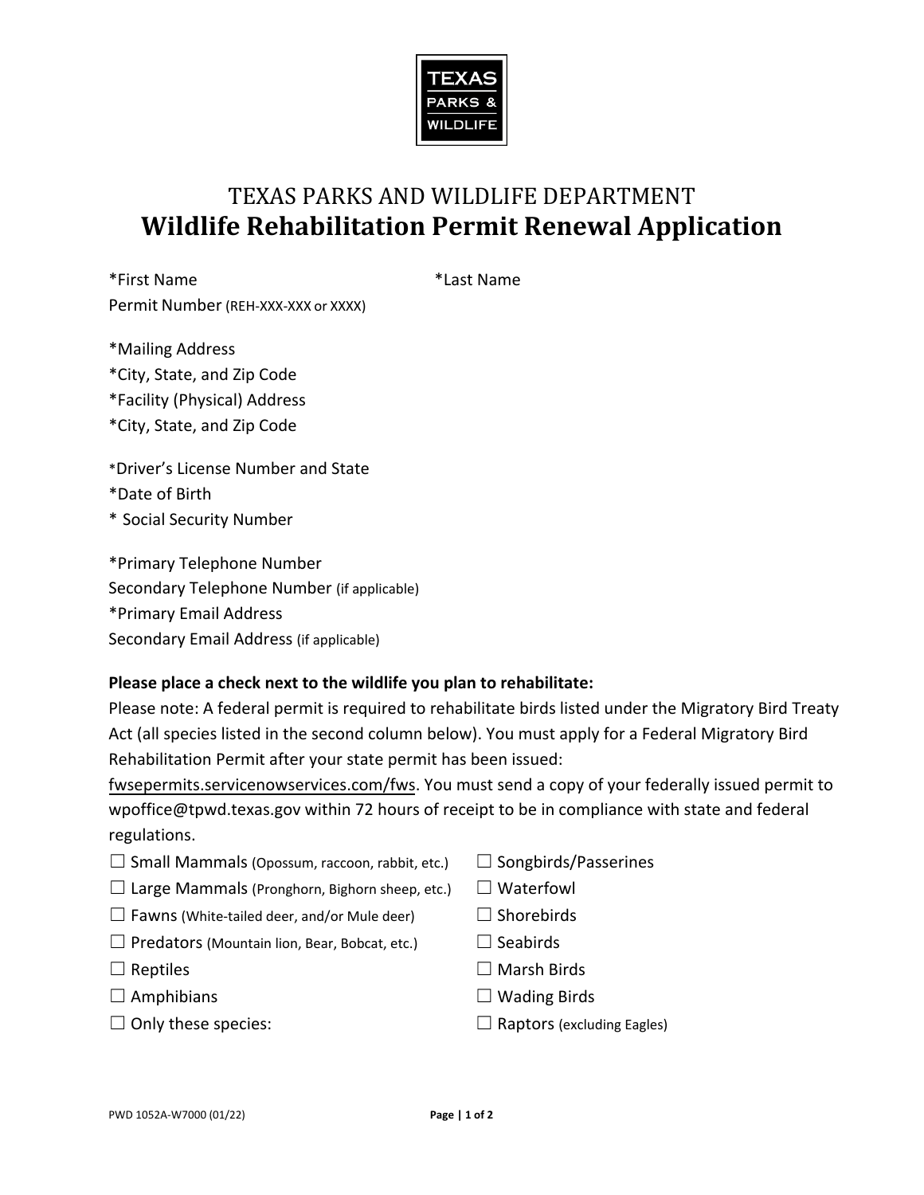TEXAS PARKS & WILDLIFE

# TEXAS PARKS AND WILDLIFE DEPARTMENT
## Wildlife Rehabilitation Permit Renewal Application

*First Name *Last Name
Permit Number (REH-XXX-XXX or XXXX)

*Mailing Address
*City, State, and Zip Code
*Facility (Physical) Address
*City, State, and Zip Code

*Driver's License Number and State
*Date of Birth
* Social Security Number

*Primary Telephone Number
Secondary Telephone Number (if applicable)
*Primary Email Address
Secondary Email Address (if applicable)

**Please place a check next to the wildlife you plan to rehabilitate:**
Please note: A federal permit is required to rehabilitate birds listed under the Migratory Bird Treaty Act (all species listed in the second column below). You must apply for a Federal Migratory Bird Rehabilitation Permit after your state permit has been issued: fwsepermits.servicenowservices.com/fws. You must send a copy of your federally issued permit to wpoffice@tpwd.texas.gov within 72 hours of receipt to be in compliance with state and federal regulations.

☐ Small Mammals (Opossum, raccoon, rabbit, etc.)
☐ Large Mammals (Pronghorn, Bighorn sheep, etc.)
☐ Fawns (White-tailed deer, and/or Mule deer)
☐ Predators (Mountain lion, Bear, Bobcat, etc.)
☐ Reptiles
☐ Amphibians
☐ Only these species:

☐ Songbirds/Passerines
☐ Waterfowl
☐ Shorebirds
☐ Seabirds
☐ Marsh Birds
☐ Wading Birds
☐ Raptors (excluding Eagles)

PWD 1052A-W7000 (01/22)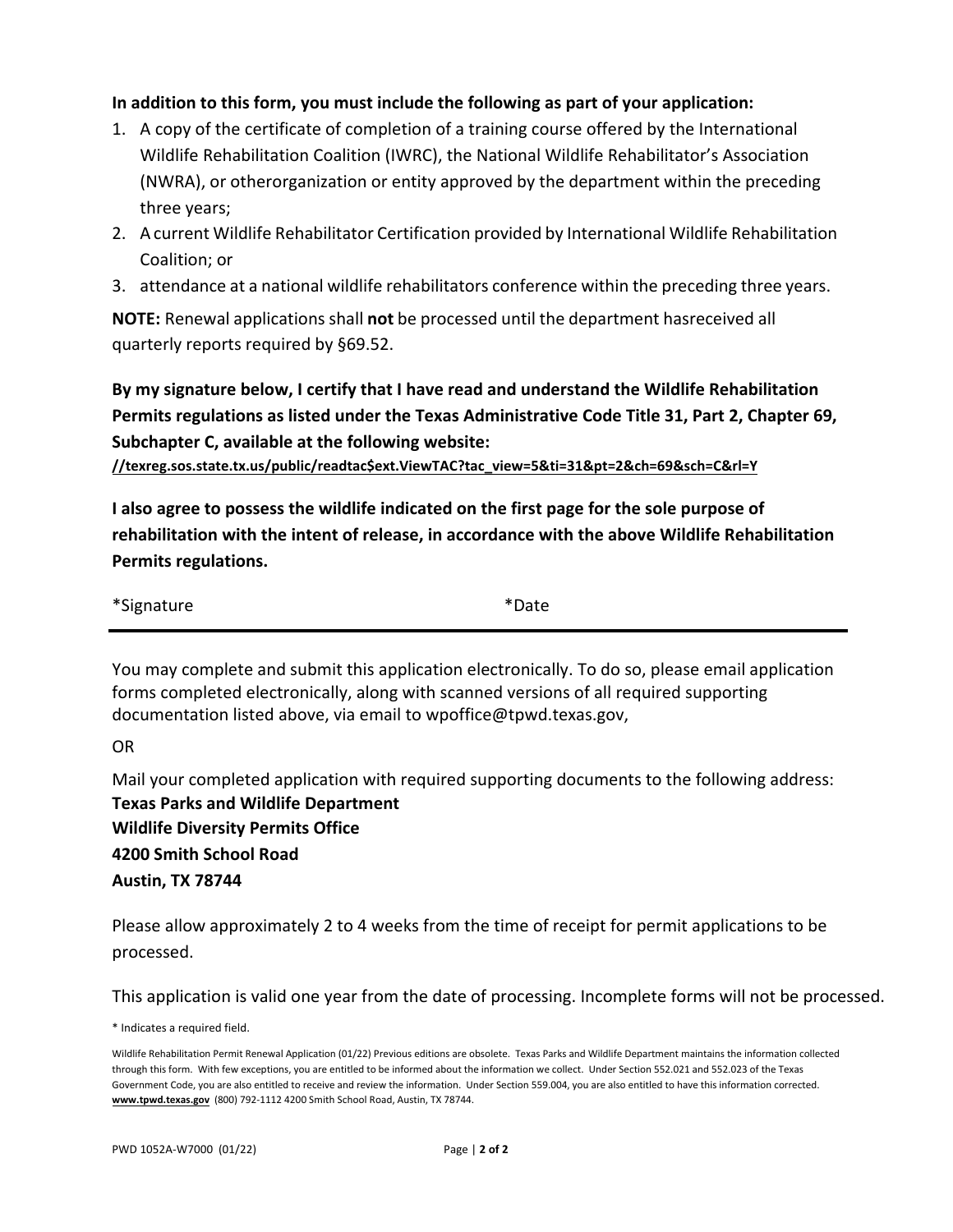**In addition to this form, you must include the following as part of your application:**

1. A copy of the certificate of completion of a training course offered by the International Wildlife Rehabilitation Coalition (IWRC), the National Wildlife Rehabilitator's Association (NWRA), or otherorganization or entity approved by the department within the preceding three years;
2. A current Wildlife Rehabilitator Certification provided by International Wildlife Rehabilitation Coalition; or
3. attendance at a national wildlife rehabilitators conference within the preceding three years.

**NOTE:** Renewal applications shall **not** be processed until the department hasreceived all quarterly reports required by §69.52.

**By my signature below, I certify that I have read and understand the Wildlife Rehabilitation Permits regulations as listed under the Texas Administrative Code Title 31, Part 2, Chapter 69, Subchapter C, available at the following website:**

**//texreg.sos.state.tx.us/public/readtac$ext.ViewTAC?tac_view=5&ti=31&pt=2&ch=69&sch=C&rl=Y**

**I also agree to possess the wildlife indicated on the first page for the sole purpose of rehabilitation with the intent of release, in accordance with the above Wildlife Rehabilitation Permits regulations.**

| *Signature | *Date |
|---|---|
| | |

You may complete and submit this application electronically. To do so, please email application forms completed electronically, along with scanned versions of all required supporting documentation listed above, via email to wpoffice@tpwd.texas.gov,

OR

Mail your completed application with required supporting documents to the following address:

**Texas Parks and Wildlife Department**
**Wildlife Diversity Permits Office**
**4200 Smith School Road**
**Austin, TX 78744**

Please allow approximately 2 to 4 weeks from the time of receipt for permit applications to be processed.

This application is valid one year from the date of processing. Incomplete forms will not be processed.

* Indicates a required field.

Wildlife Rehabilitation Permit Renewal Application (01/22) Previous editions are obsolete. Texas Parks and Wildlife Department maintains the information collected through this form. With few exceptions, you are entitled to be informed about the information we collect. Under Section 552.021 and 552.023 of the Texas Government Code, you are also entitled to receive and review the information. Under Section 559.004, you are also entitled to have this information corrected. **www.tpwd.texas.gov** (800) 792-1112 4200 Smith School Road, Austin, TX 78744.

PWD 1052A-W7000 (01/22)